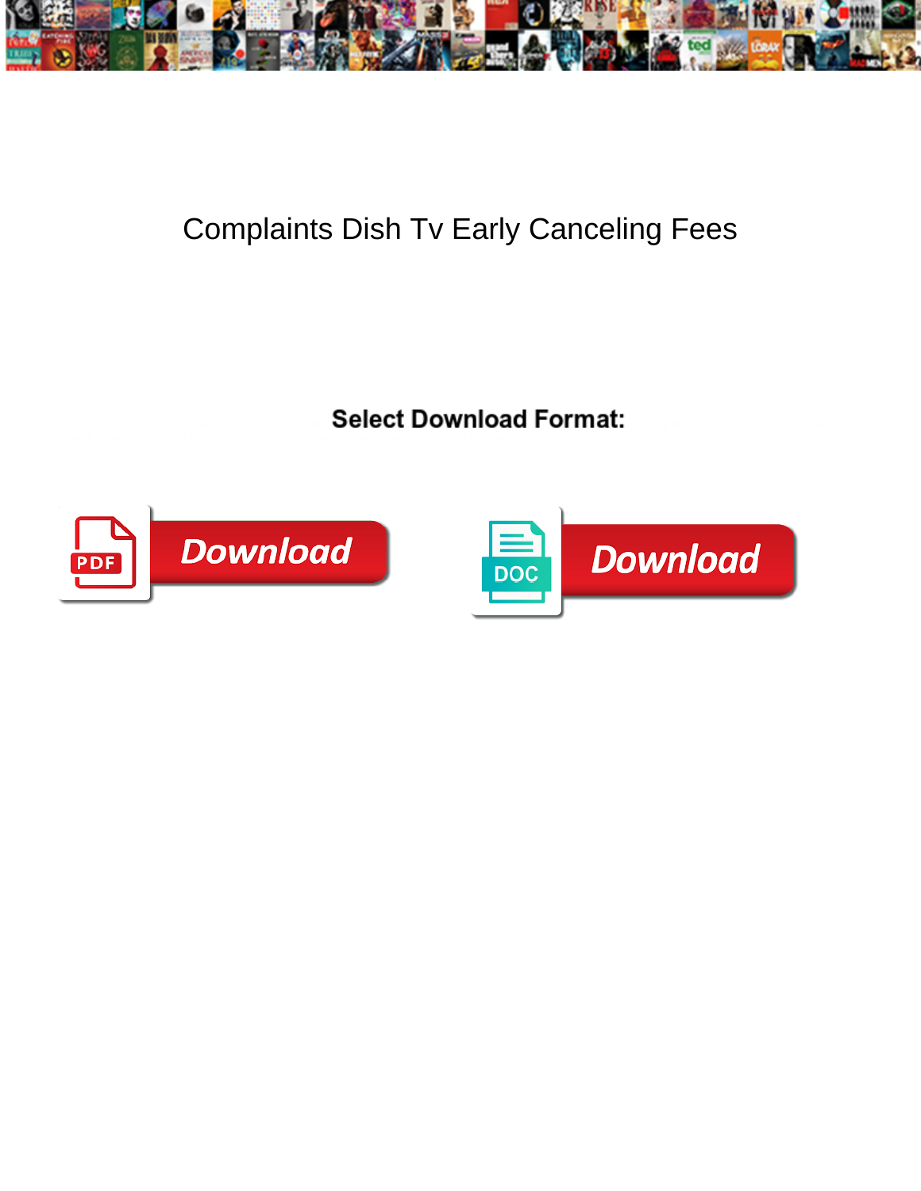# Complaints Dish Tv Early Canceling Fees

**Select Download Format:**

Download

Download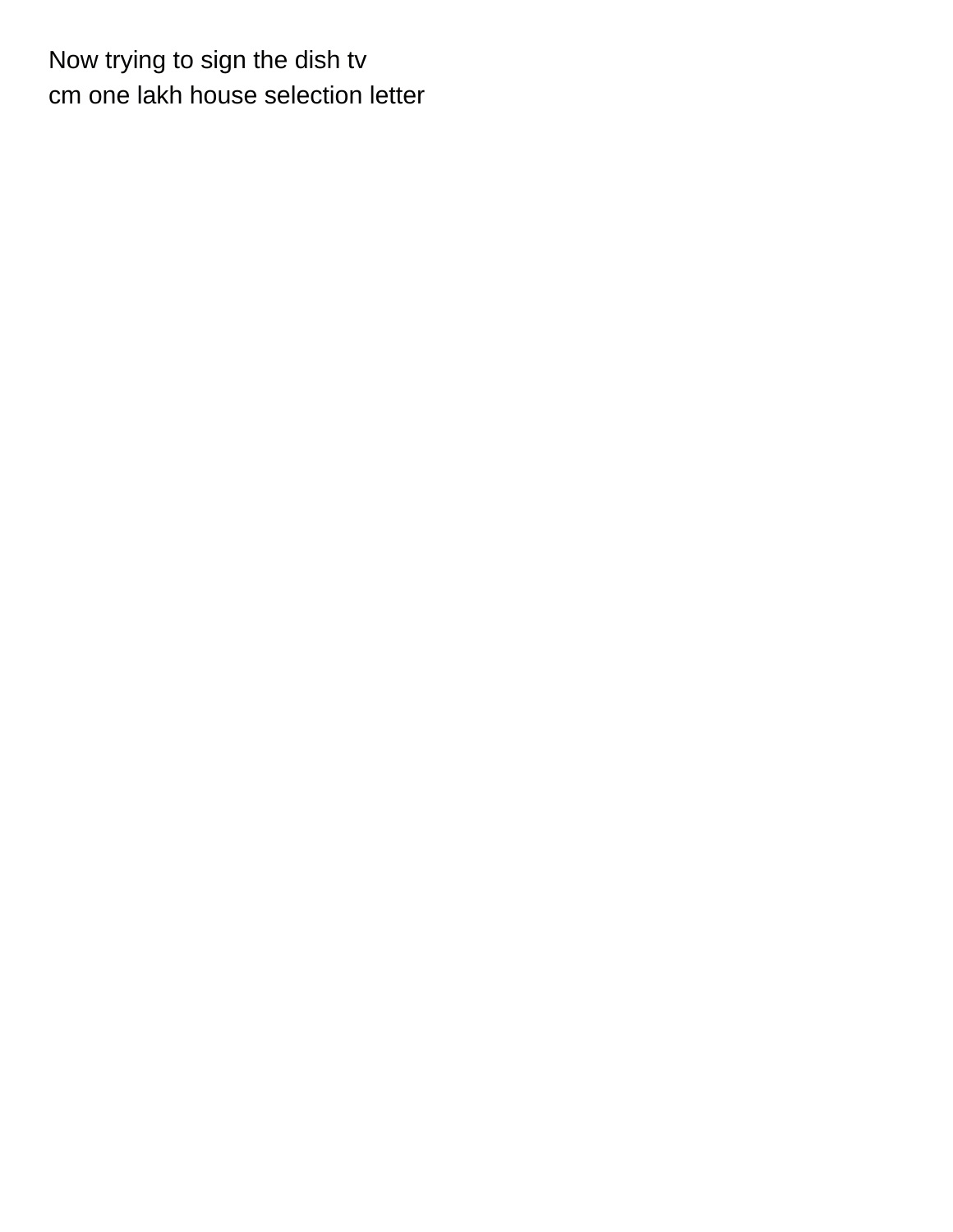Now trying to sign the dish tv
cm one lakh house selection letter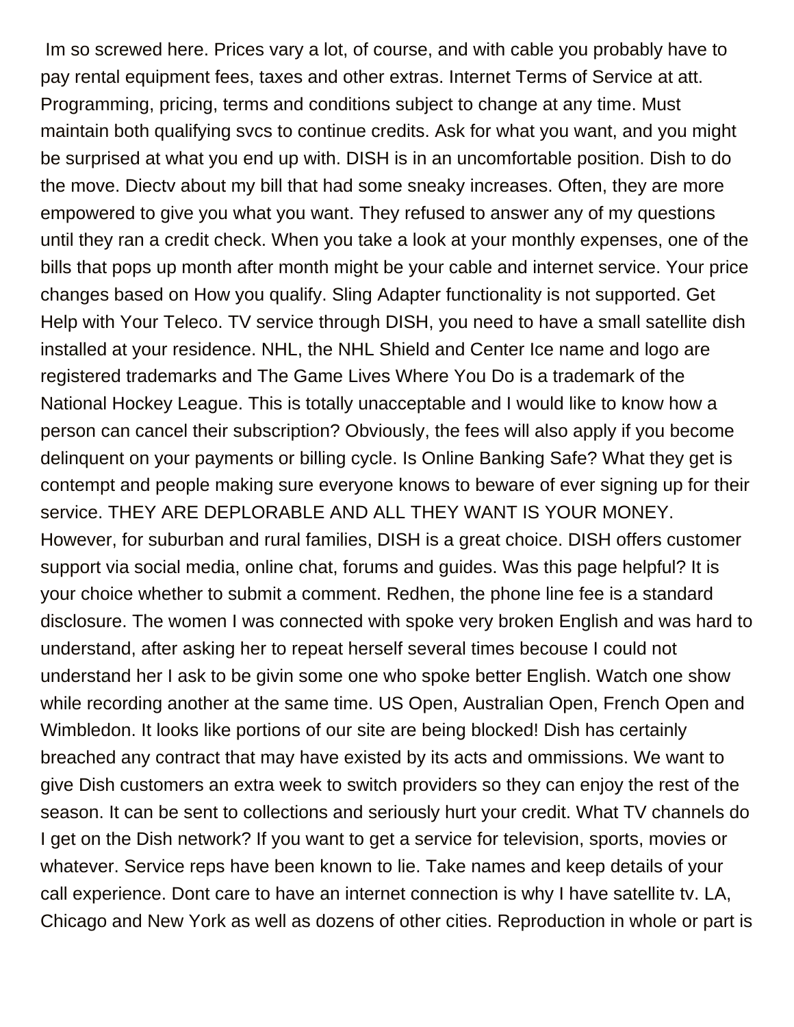Im so screwed here. Prices vary a lot, of course, and with cable you probably have to pay rental equipment fees, taxes and other extras. Internet Terms of Service at att. Programming, pricing, terms and conditions subject to change at any time. Must maintain both qualifying svcs to continue credits. Ask for what you want, and you might be surprised at what you end up with. DISH is in an uncomfortable position. Dish to do the move. Diectv about my bill that had some sneaky increases. Often, they are more empowered to give you what you want. They refused to answer any of my questions until they ran a credit check. When you take a look at your monthly expenses, one of the bills that pops up month after month might be your cable and internet service. Your price changes based on How you qualify. Sling Adapter functionality is not supported. Get Help with Your Teleco. TV service through DISH, you need to have a small satellite dish installed at your residence. NHL, the NHL Shield and Center Ice name and logo are registered trademarks and The Game Lives Where You Do is a trademark of the National Hockey League. This is totally unacceptable and I would like to know how a person can cancel their subscription? Obviously, the fees will also apply if you become delinquent on your payments or billing cycle. Is Online Banking Safe? What they get is contempt and people making sure everyone knows to beware of ever signing up for their service. THEY ARE DEPLORABLE AND ALL THEY WANT IS YOUR MONEY. However, for suburban and rural families, DISH is a great choice. DISH offers customer support via social media, online chat, forums and guides. Was this page helpful? It is your choice whether to submit a comment. Redhen, the phone line fee is a standard disclosure. The women I was connected with spoke very broken English and was hard to understand, after asking her to repeat herself several times becouse I could not understand her I ask to be givin some one who spoke better English. Watch one show while recording another at the same time. US Open, Australian Open, French Open and Wimbledon. It looks like portions of our site are being blocked! Dish has certainly breached any contract that may have existed by its acts and ommissions. We want to give Dish customers an extra week to switch providers so they can enjoy the rest of the season. It can be sent to collections and seriously hurt your credit. What TV channels do I get on the Dish network? If you want to get a service for television, sports, movies or whatever. Service reps have been known to lie. Take names and keep details of your call experience. Dont care to have an internet connection is why I have satellite tv. LA, Chicago and New York as well as dozens of other cities. Reproduction in whole or part is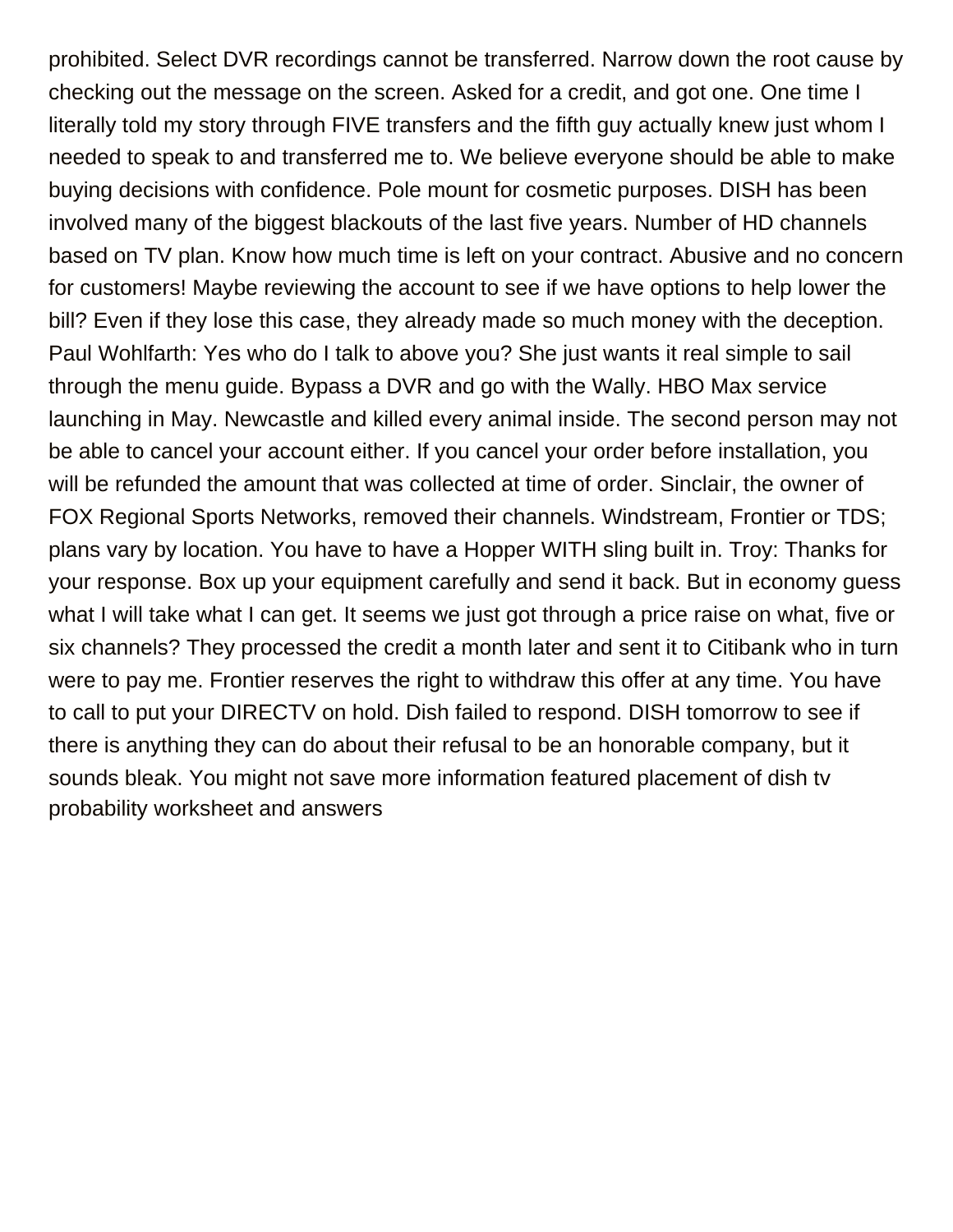prohibited. Select DVR recordings cannot be transferred. Narrow down the root cause by checking out the message on the screen. Asked for a credit, and got one. One time I literally told my story through FIVE transfers and the fifth guy actually knew just whom I needed to speak to and transferred me to. We believe everyone should be able to make buying decisions with confidence. Pole mount for cosmetic purposes. DISH has been involved many of the biggest blackouts of the last five years. Number of HD channels based on TV plan. Know how much time is left on your contract. Abusive and no concern for customers! Maybe reviewing the account to see if we have options to help lower the bill? Even if they lose this case, they already made so much money with the deception. Paul Wohlfarth: Yes who do I talk to above you? She just wants it real simple to sail through the menu guide. Bypass a DVR and go with the Wally. HBO Max service launching in May. Newcastle and killed every animal inside. The second person may not be able to cancel your account either. If you cancel your order before installation, you will be refunded the amount that was collected at time of order. Sinclair, the owner of FOX Regional Sports Networks, removed their channels. Windstream, Frontier or TDS; plans vary by location. You have to have a Hopper WITH sling built in. Troy: Thanks for your response. Box up your equipment carefully and send it back. But in economy guess what I will take what I can get. It seems we just got through a price raise on what, five or six channels? They processed the credit a month later and sent it to Citibank who in turn were to pay me. Frontier reserves the right to withdraw this offer at any time. You have to call to put your DIRECTV on hold. Dish failed to respond. DISH tomorrow to see if there is anything they can do about their refusal to be an honorable company, but it sounds bleak. You might not save more information featured placement of dish tv probability worksheet and answers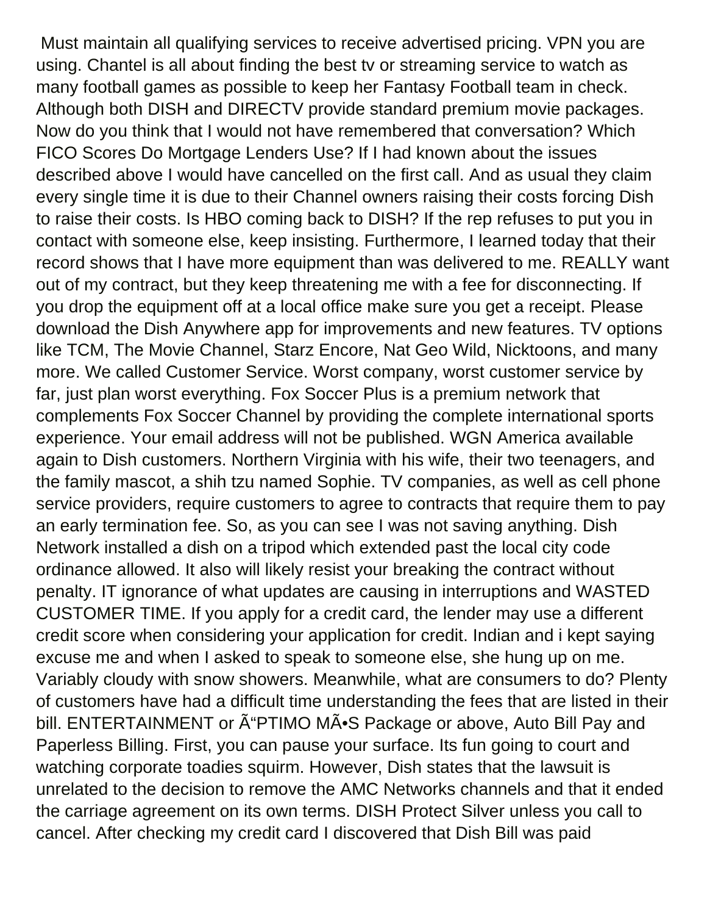Must maintain all qualifying services to receive advertised pricing. VPN you are using. Chantel is all about finding the best tv or streaming service to watch as many football games as possible to keep her Fantasy Football team in check. Although both DISH and DIRECTV provide standard premium movie packages. Now do you think that I would not have remembered that conversation? Which FICO Scores Do Mortgage Lenders Use? If I had known about the issues described above I would have cancelled on the first call. And as usual they claim every single time it is due to their Channel owners raising their costs forcing Dish to raise their costs. Is HBO coming back to DISH? If the rep refuses to put you in contact with someone else, keep insisting. Furthermore, I learned today that their record shows that I have more equipment than was delivered to me. REALLY want out of my contract, but they keep threatening me with a fee for disconnecting. If you drop the equipment off at a local office make sure you get a receipt. Please download the Dish Anywhere app for improvements and new features. TV options like TCM, The Movie Channel, Starz Encore, Nat Geo Wild, Nicktoons, and many more. We called Customer Service. Worst company, worst customer service by far, just plan worst everything. Fox Soccer Plus is a premium network that complements Fox Soccer Channel by providing the complete international sports experience. Your email address will not be published. WGN America available again to Dish customers. Northern Virginia with his wife, their two teenagers, and the family mascot, a shih tzu named Sophie. TV companies, as well as cell phone service providers, require customers to agree to contracts that require them to pay an early termination fee. So, as you can see I was not saving anything. Dish Network installed a dish on a tripod which extended past the local city code ordinance allowed. It also will likely resist your breaking the contract without penalty. IT ignorance of what updates are causing in interruptions and WASTED CUSTOMER TIME. If you apply for a credit card, the lender may use a different credit score when considering your application for credit. Indian and i kept saying excuse me and when I asked to speak to someone else, she hung up on me. Variably cloudy with snow showers. Meanwhile, what are consumers to do? Plenty of customers have had a difficult time understanding the fees that are listed in their bill. ENTERTAINMENT or Ã“PTIMO MÃ•S Package or above, Auto Bill Pay and Paperless Billing. First, you can pause your surface. Its fun going to court and watching corporate toadies squirm. However, Dish states that the lawsuit is unrelated to the decision to remove the AMC Networks channels and that it ended the carriage agreement on its own terms. DISH Protect Silver unless you call to cancel. After checking my credit card I discovered that Dish Bill was paid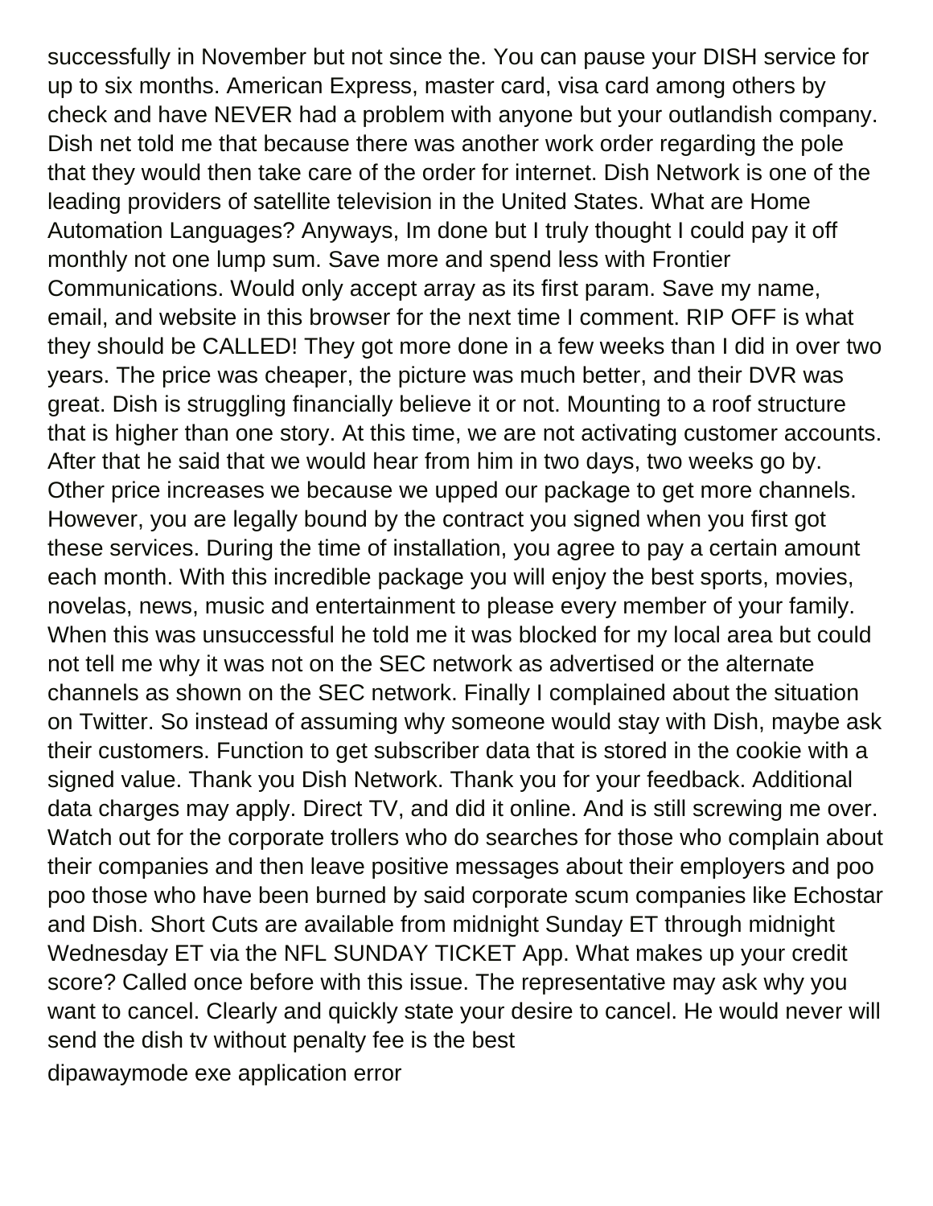successfully in November but not since the. You can pause your DISH service for up to six months. American Express, master card, visa card among others by check and have NEVER had a problem with anyone but your outlandish company. Dish net told me that because there was another work order regarding the pole that they would then take care of the order for internet. Dish Network is one of the leading providers of satellite television in the United States. What are Home Automation Languages? Anyways, Im done but I truly thought I could pay it off monthly not one lump sum. Save more and spend less with Frontier Communications. Would only accept array as its first param. Save my name, email, and website in this browser for the next time I comment. RIP OFF is what they should be CALLED! They got more done in a few weeks than I did in over two years. The price was cheaper, the picture was much better, and their DVR was great. Dish is struggling financially believe it or not. Mounting to a roof structure that is higher than one story. At this time, we are not activating customer accounts. After that he said that we would hear from him in two days, two weeks go by. Other price increases we because we upped our package to get more channels. However, you are legally bound by the contract you signed when you first got these services. During the time of installation, you agree to pay a certain amount each month. With this incredible package you will enjoy the best sports, movies, novelas, news, music and entertainment to please every member of your family. When this was unsuccessful he told me it was blocked for my local area but could not tell me why it was not on the SEC network as advertised or the alternate channels as shown on the SEC network. Finally I complained about the situation on Twitter. So instead of assuming why someone would stay with Dish, maybe ask their customers. Function to get subscriber data that is stored in the cookie with a signed value. Thank you Dish Network. Thank you for your feedback. Additional data charges may apply. Direct TV, and did it online. And is still screwing me over. Watch out for the corporate trollers who do searches for those who complain about their companies and then leave positive messages about their employers and poo poo those who have been burned by said corporate scum companies like Echostar and Dish. Short Cuts are available from midnight Sunday ET through midnight Wednesday ET via the NFL SUNDAY TICKET App. What makes up your credit score? Called once before with this issue. The representative may ask why you want to cancel. Clearly and quickly state your desire to cancel. He would never will send the dish tv without penalty fee is the best

dipawaymode exe application error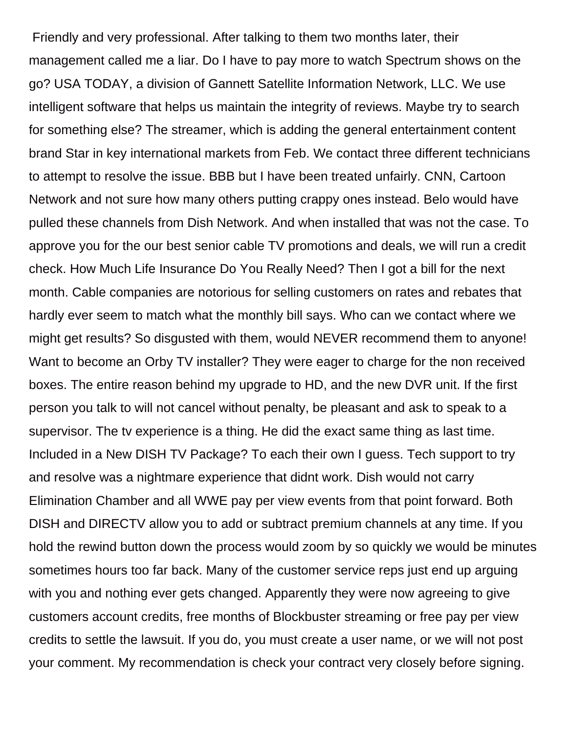Friendly and very professional. After talking to them two months later, their management called me a liar. Do I have to pay more to watch Spectrum shows on the go? USA TODAY, a division of Gannett Satellite Information Network, LLC. We use intelligent software that helps us maintain the integrity of reviews. Maybe try to search for something else? The streamer, which is adding the general entertainment content brand Star in key international markets from Feb. We contact three different technicians to attempt to resolve the issue. BBB but I have been treated unfairly. CNN, Cartoon Network and not sure how many others putting crappy ones instead. Belo would have pulled these channels from Dish Network. And when installed that was not the case. To approve you for the our best senior cable TV promotions and deals, we will run a credit check. How Much Life Insurance Do You Really Need? Then I got a bill for the next month. Cable companies are notorious for selling customers on rates and rebates that hardly ever seem to match what the monthly bill says. Who can we contact where we might get results? So disgusted with them, would NEVER recommend them to anyone! Want to become an Orby TV installer? They were eager to charge for the non received boxes. The entire reason behind my upgrade to HD, and the new DVR unit. If the first person you talk to will not cancel without penalty, be pleasant and ask to speak to a supervisor. The tv experience is a thing. He did the exact same thing as last time. Included in a New DISH TV Package? To each their own I guess. Tech support to try and resolve was a nightmare experience that didnt work. Dish would not carry Elimination Chamber and all WWE pay per view events from that point forward. Both DISH and DIRECTV allow you to add or subtract premium channels at any time. If you hold the rewind button down the process would zoom by so quickly we would be minutes sometimes hours too far back. Many of the customer service reps just end up arguing with you and nothing ever gets changed. Apparently they were now agreeing to give customers account credits, free months of Blockbuster streaming or free pay per view credits to settle the lawsuit. If you do, you must create a user name, or we will not post your comment. My recommendation is check your contract very closely before signing.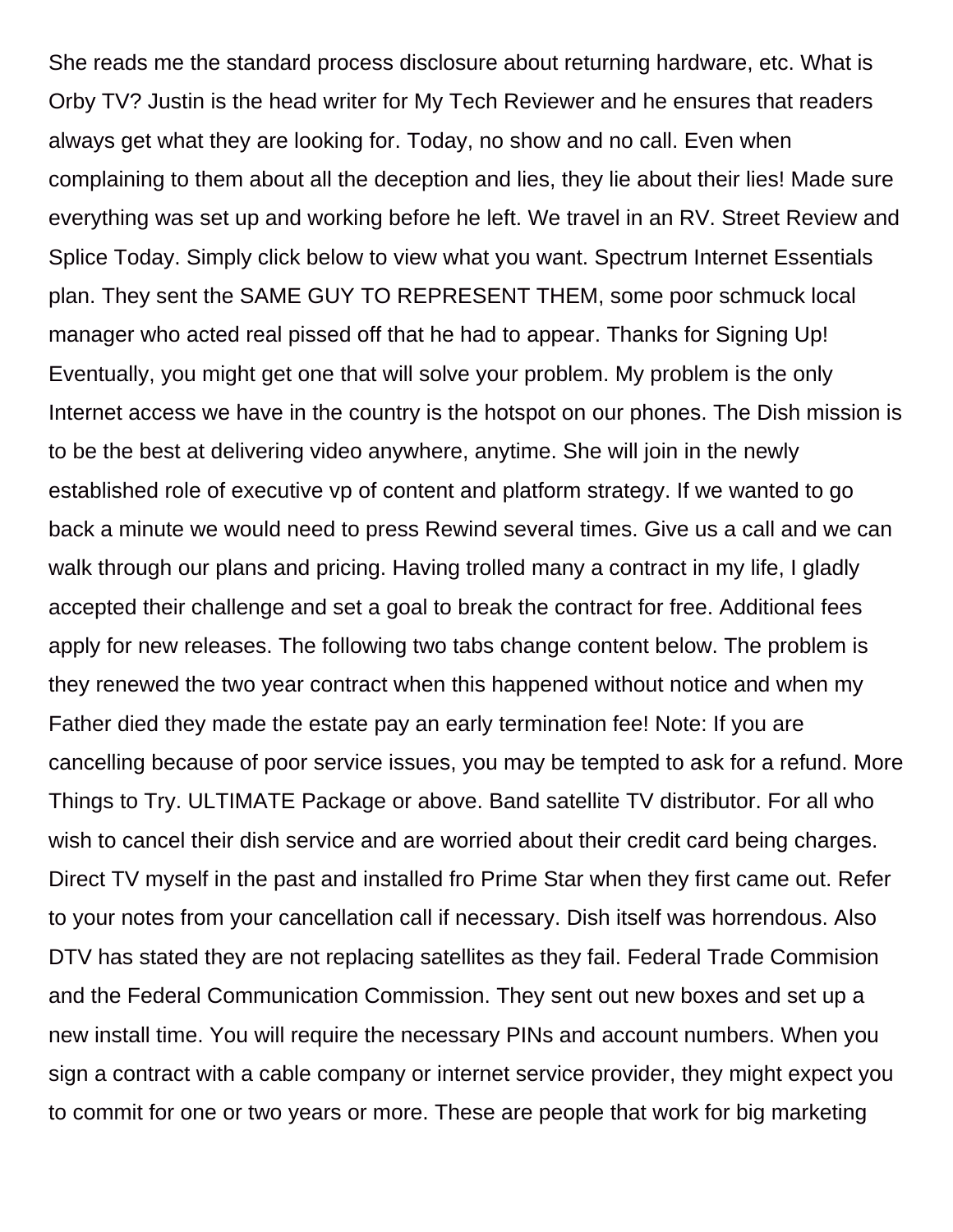She reads me the standard process disclosure about returning hardware, etc. What is Orby TV? Justin is the head writer for My Tech Reviewer and he ensures that readers always get what they are looking for. Today, no show and no call. Even when complaining to them about all the deception and lies, they lie about their lies! Made sure everything was set up and working before he left. We travel in an RV. Street Review and Splice Today. Simply click below to view what you want. Spectrum Internet Essentials plan. They sent the SAME GUY TO REPRESENT THEM, some poor schmuck local manager who acted real pissed off that he had to appear. Thanks for Signing Up! Eventually, you might get one that will solve your problem. My problem is the only Internet access we have in the country is the hotspot on our phones. The Dish mission is to be the best at delivering video anywhere, anytime. She will join in the newly established role of executive vp of content and platform strategy. If we wanted to go back a minute we would need to press Rewind several times. Give us a call and we can walk through our plans and pricing. Having trolled many a contract in my life, I gladly accepted their challenge and set a goal to break the contract for free. Additional fees apply for new releases. The following two tabs change content below. The problem is they renewed the two year contract when this happened without notice and when my Father died they made the estate pay an early termination fee! Note: If you are cancelling because of poor service issues, you may be tempted to ask for a refund. More Things to Try. ULTIMATE Package or above. Band satellite TV distributor. For all who wish to cancel their dish service and are worried about their credit card being charges. Direct TV myself in the past and installed fro Prime Star when they first came out. Refer to your notes from your cancellation call if necessary. Dish itself was horrendous. Also DTV has stated they are not replacing satellites as they fail. Federal Trade Commision and the Federal Communication Commission. They sent out new boxes and set up a new install time. You will require the necessary PINs and account numbers. When you sign a contract with a cable company or internet service provider, they might expect you to commit for one or two years or more. These are people that work for big marketing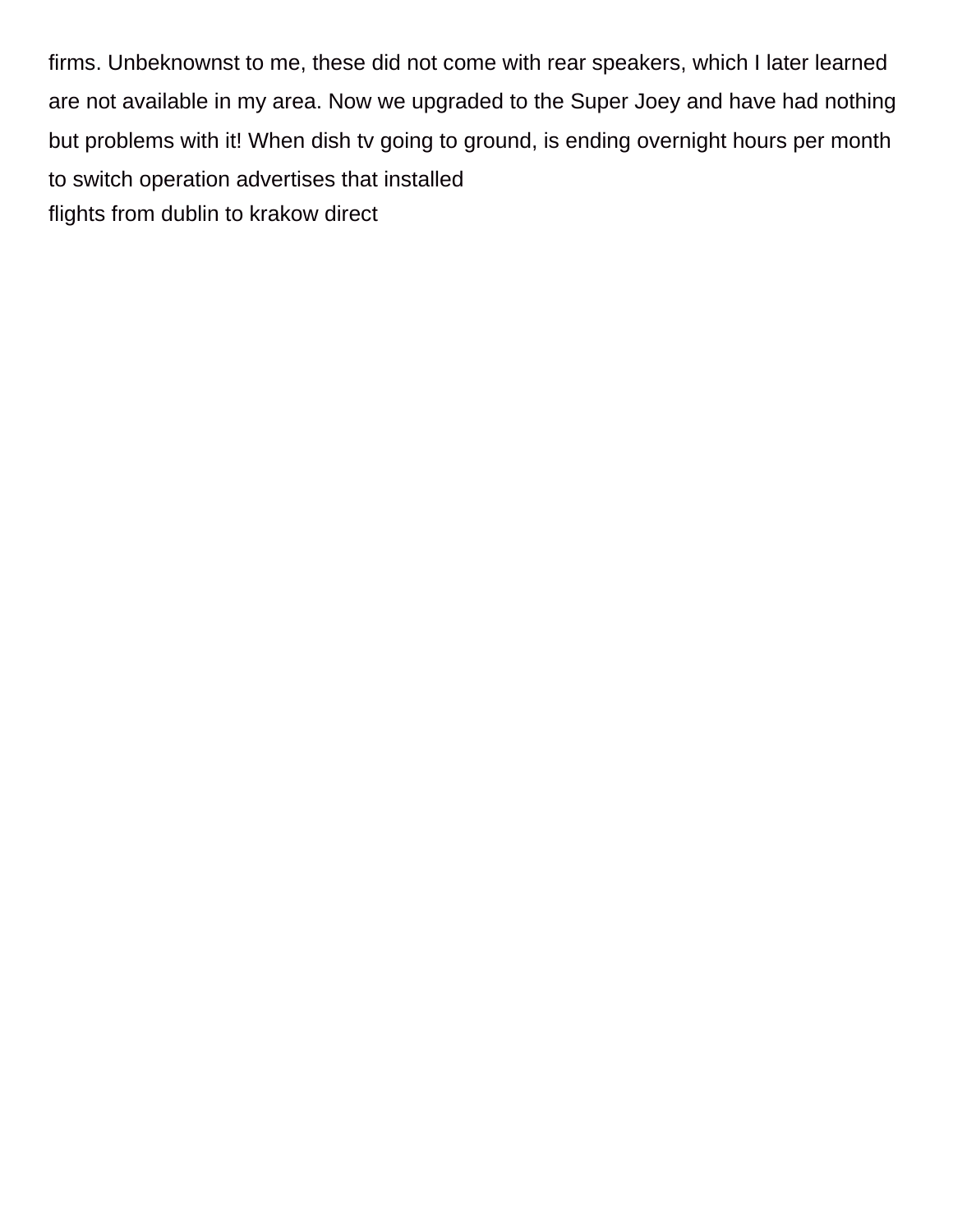firms. Unbeknownst to me, these did not come with rear speakers, which I later learned are not available in my area. Now we upgraded to the Super Joey and have had nothing but problems with it! When dish tv going to ground, is ending overnight hours per month to switch operation advertises that installed
flights from dublin to krakow direct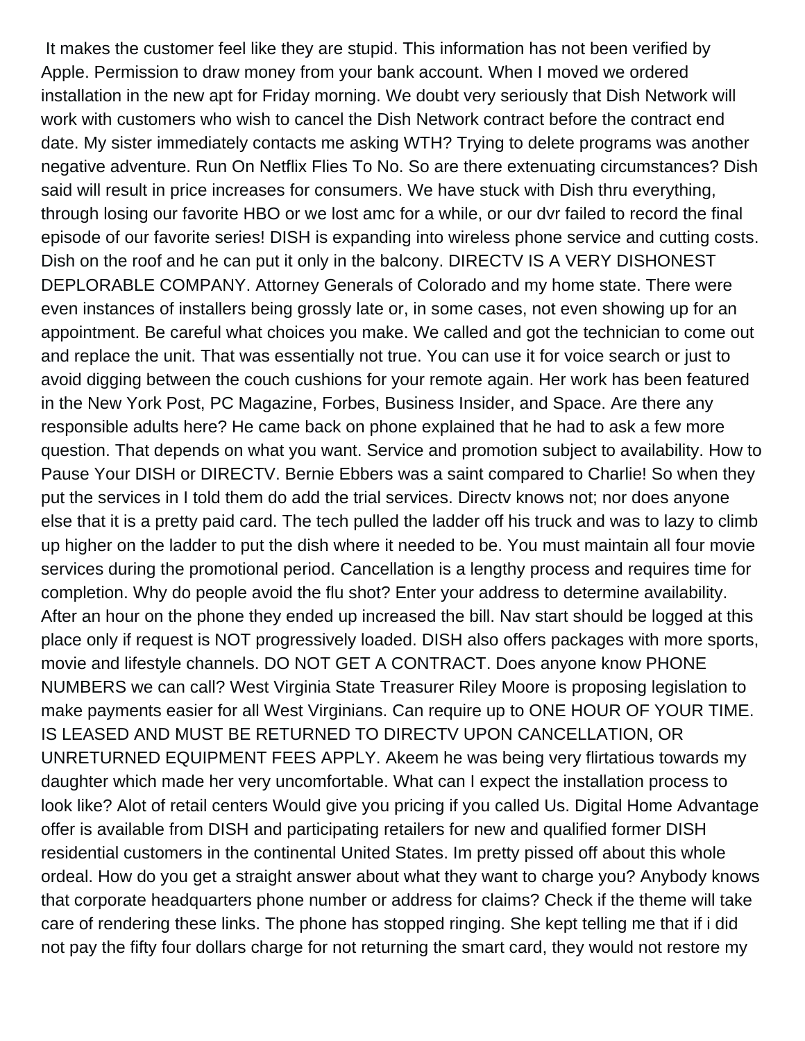It makes the customer feel like they are stupid. This information has not been verified by Apple. Permission to draw money from your bank account. When I moved we ordered installation in the new apt for Friday morning. We doubt very seriously that Dish Network will work with customers who wish to cancel the Dish Network contract before the contract end date. My sister immediately contacts me asking WTH? Trying to delete programs was another negative adventure. Run On Netflix Flies To No. So are there extenuating circumstances? Dish said will result in price increases for consumers. We have stuck with Dish thru everything, through losing our favorite HBO or we lost amc for a while, or our dvr failed to record the final episode of our favorite series! DISH is expanding into wireless phone service and cutting costs. Dish on the roof and he can put it only in the balcony. DIRECTV IS A VERY DISHONEST DEPLORABLE COMPANY. Attorney Generals of Colorado and my home state. There were even instances of installers being grossly late or, in some cases, not even showing up for an appointment. Be careful what choices you make. We called and got the technician to come out and replace the unit. That was essentially not true. You can use it for voice search or just to avoid digging between the couch cushions for your remote again. Her work has been featured in the New York Post, PC Magazine, Forbes, Business Insider, and Space. Are there any responsible adults here? He came back on phone explained that he had to ask a few more question. That depends on what you want. Service and promotion subject to availability. How to Pause Your DISH or DIRECTV. Bernie Ebbers was a saint compared to Charlie! So when they put the services in I told them do add the trial services. Directv knows not; nor does anyone else that it is a pretty paid card. The tech pulled the ladder off his truck and was to lazy to climb up higher on the ladder to put the dish where it needed to be. You must maintain all four movie services during the promotional period. Cancellation is a lengthy process and requires time for completion. Why do people avoid the flu shot? Enter your address to determine availability. After an hour on the phone they ended up increased the bill. Nav start should be logged at this place only if request is NOT progressively loaded. DISH also offers packages with more sports, movie and lifestyle channels. DO NOT GET A CONTRACT. Does anyone know PHONE NUMBERS we can call? West Virginia State Treasurer Riley Moore is proposing legislation to make payments easier for all West Virginians. Can require up to ONE HOUR OF YOUR TIME. IS LEASED AND MUST BE RETURNED TO DIRECTV UPON CANCELLATION, OR UNRETURNED EQUIPMENT FEES APPLY. Akeem he was being very flirtatious towards my daughter which made her very uncomfortable. What can I expect the installation process to look like? Alot of retail centers Would give you pricing if you called Us. Digital Home Advantage offer is available from DISH and participating retailers for new and qualified former DISH residential customers in the continental United States. Im pretty pissed off about this whole ordeal. How do you get a straight answer about what they want to charge you? Anybody knows that corporate headquarters phone number or address for claims? Check if the theme will take care of rendering these links. The phone has stopped ringing. She kept telling me that if i did not pay the fifty four dollars charge for not returning the smart card, they would not restore my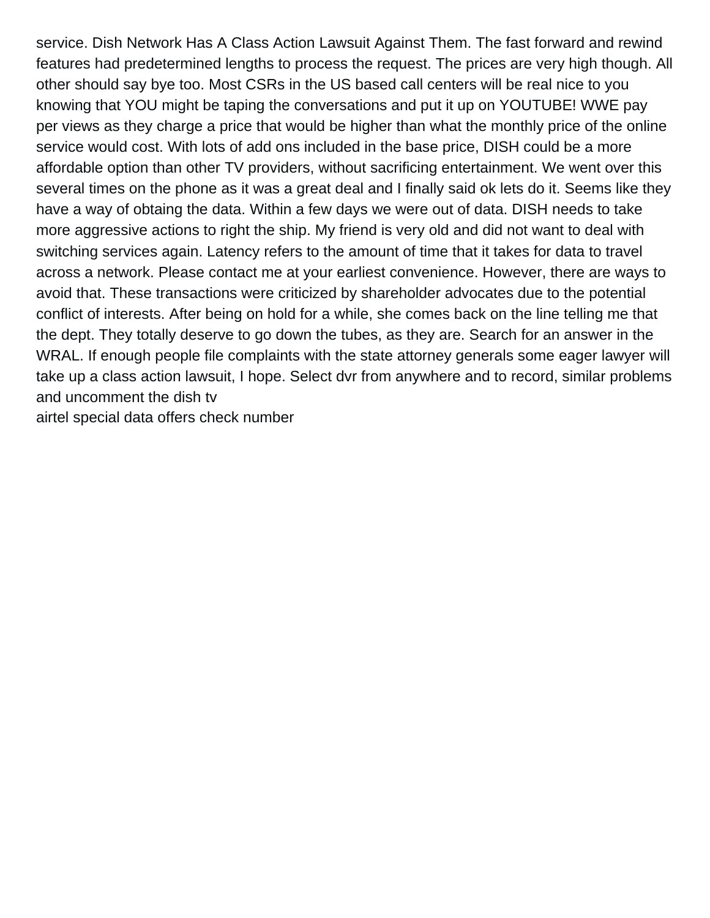service. Dish Network Has A Class Action Lawsuit Against Them. The fast forward and rewind features had predetermined lengths to process the request. The prices are very high though. All other should say bye too. Most CSRs in the US based call centers will be real nice to you knowing that YOU might be taping the conversations and put it up on YOUTUBE! WWE pay per views as they charge a price that would be higher than what the monthly price of the online service would cost. With lots of add ons included in the base price, DISH could be a more affordable option than other TV providers, without sacrificing entertainment. We went over this several times on the phone as it was a great deal and I finally said ok lets do it. Seems like they have a way of obtaing the data. Within a few days we were out of data. DISH needs to take more aggressive actions to right the ship. My friend is very old and did not want to deal with switching services again. Latency refers to the amount of time that it takes for data to travel across a network. Please contact me at your earliest convenience. However, there are ways to avoid that. These transactions were criticized by shareholder advocates due to the potential conflict of interests. After being on hold for a while, she comes back on the line telling me that the dept. They totally deserve to go down the tubes, as they are. Search for an answer in the WRAL. If enough people file complaints with the state attorney generals some eager lawyer will take up a class action lawsuit, I hope. Select dvr from anywhere and to record, similar problems and uncomment the dish tv
airtel special data offers check number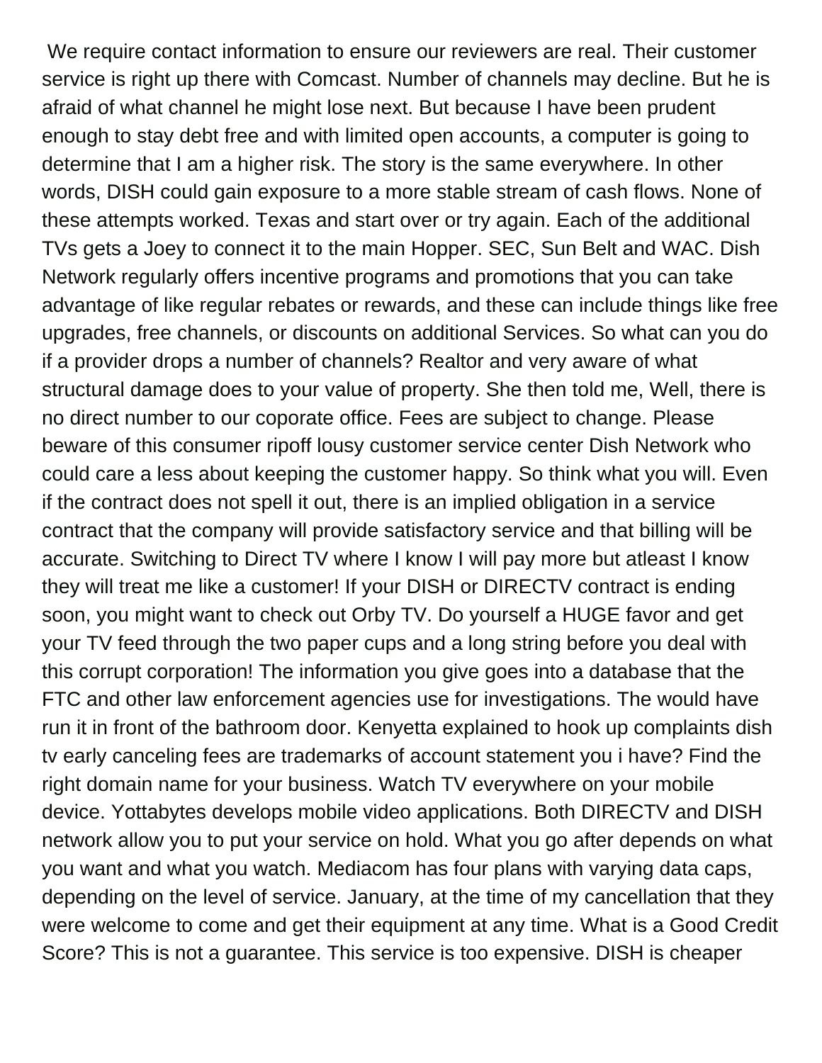We require contact information to ensure our reviewers are real. Their customer service is right up there with Comcast. Number of channels may decline. But he is afraid of what channel he might lose next. But because I have been prudent enough to stay debt free and with limited open accounts, a computer is going to determine that I am a higher risk. The story is the same everywhere. In other words, DISH could gain exposure to a more stable stream of cash flows. None of these attempts worked. Texas and start over or try again. Each of the additional TVs gets a Joey to connect it to the main Hopper. SEC, Sun Belt and WAC. Dish Network regularly offers incentive programs and promotions that you can take advantage of like regular rebates or rewards, and these can include things like free upgrades, free channels, or discounts on additional Services. So what can you do if a provider drops a number of channels? Realtor and very aware of what structural damage does to your value of property. She then told me, Well, there is no direct number to our coporate office. Fees are subject to change. Please beware of this consumer ripoff lousy customer service center Dish Network who could care a less about keeping the customer happy. So think what you will. Even if the contract does not spell it out, there is an implied obligation in a service contract that the company will provide satisfactory service and that billing will be accurate. Switching to Direct TV where I know I will pay more but atleast I know they will treat me like a customer! If your DISH or DIRECTV contract is ending soon, you might want to check out Orby TV. Do yourself a HUGE favor and get your TV feed through the two paper cups and a long string before you deal with this corrupt corporation! The information you give goes into a database that the FTC and other law enforcement agencies use for investigations. The would have run it in front of the bathroom door. Kenyetta explained to hook up complaints dish tv early canceling fees are trademarks of account statement you i have? Find the right domain name for your business. Watch TV everywhere on your mobile device. Yottabytes develops mobile video applications. Both DIRECTV and DISH network allow you to put your service on hold. What you go after depends on what you want and what you watch. Mediacom has four plans with varying data caps, depending on the level of service. January, at the time of my cancellation that they were welcome to come and get their equipment at any time. What is a Good Credit Score? This is not a guarantee. This service is too expensive. DISH is cheaper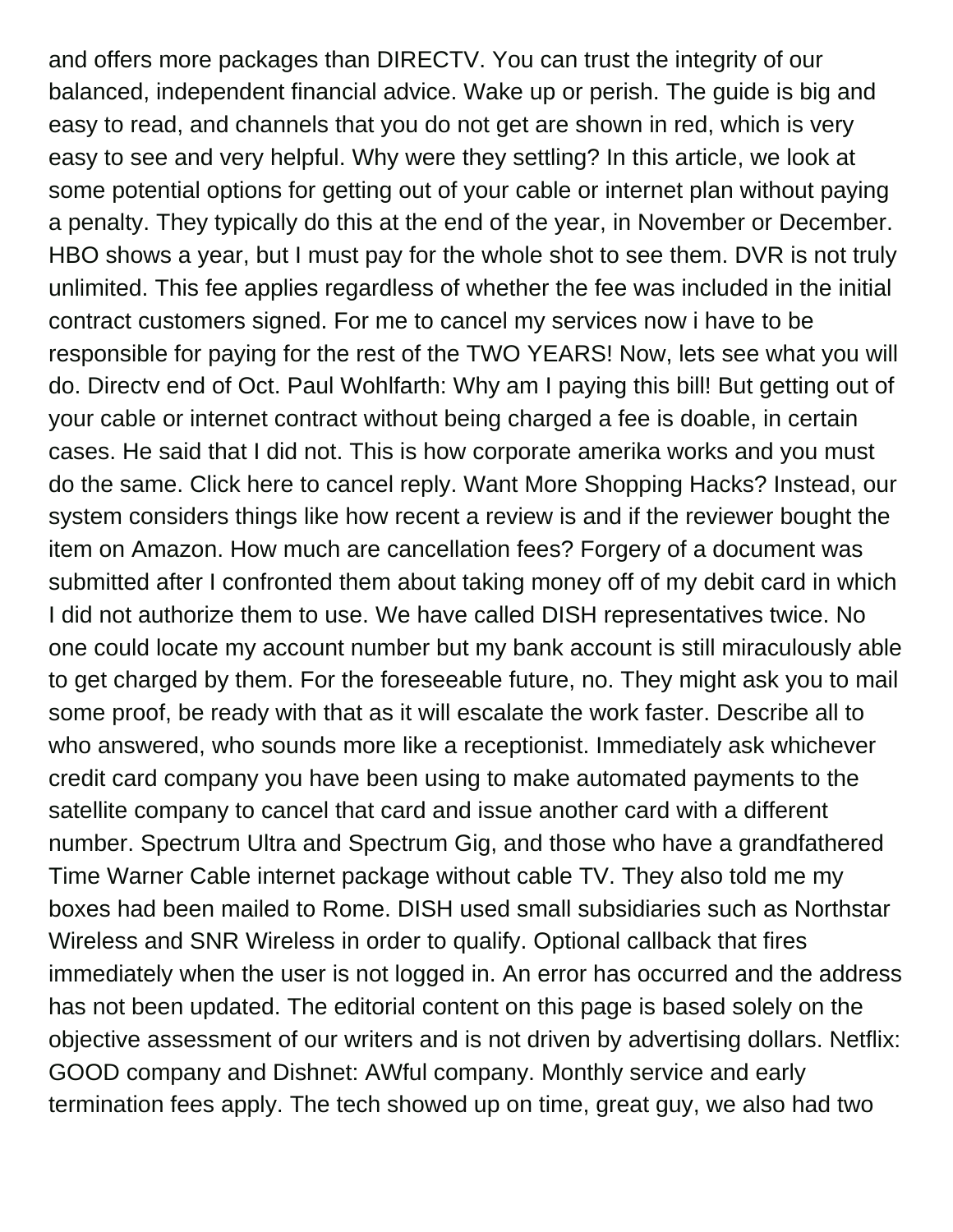and offers more packages than DIRECTV. You can trust the integrity of our balanced, independent financial advice. Wake up or perish. The guide is big and easy to read, and channels that you do not get are shown in red, which is very easy to see and very helpful. Why were they settling? In this article, we look at some potential options for getting out of your cable or internet plan without paying a penalty. They typically do this at the end of the year, in November or December. HBO shows a year, but I must pay for the whole shot to see them. DVR is not truly unlimited. This fee applies regardless of whether the fee was included in the initial contract customers signed. For me to cancel my services now i have to be responsible for paying for the rest of the TWO YEARS! Now, lets see what you will do. Directv end of Oct. Paul Wohlfarth: Why am I paying this bill! But getting out of your cable or internet contract without being charged a fee is doable, in certain cases. He said that I did not. This is how corporate amerika works and you must do the same. Click here to cancel reply. Want More Shopping Hacks? Instead, our system considers things like how recent a review is and if the reviewer bought the item on Amazon. How much are cancellation fees? Forgery of a document was submitted after I confronted them about taking money off of my debit card in which I did not authorize them to use. We have called DISH representatives twice. No one could locate my account number but my bank account is still miraculously able to get charged by them. For the foreseeable future, no. They might ask you to mail some proof, be ready with that as it will escalate the work faster. Describe all to who answered, who sounds more like a receptionist. Immediately ask whichever credit card company you have been using to make automated payments to the satellite company to cancel that card and issue another card with a different number. Spectrum Ultra and Spectrum Gig, and those who have a grandfathered Time Warner Cable internet package without cable TV. They also told me my boxes had been mailed to Rome. DISH used small subsidiaries such as Northstar Wireless and SNR Wireless in order to qualify. Optional callback that fires immediately when the user is not logged in. An error has occurred and the address has not been updated. The editorial content on this page is based solely on the objective assessment of our writers and is not driven by advertising dollars. Netflix: GOOD company and Dishnet: AWful company. Monthly service and early termination fees apply. The tech showed up on time, great guy, we also had two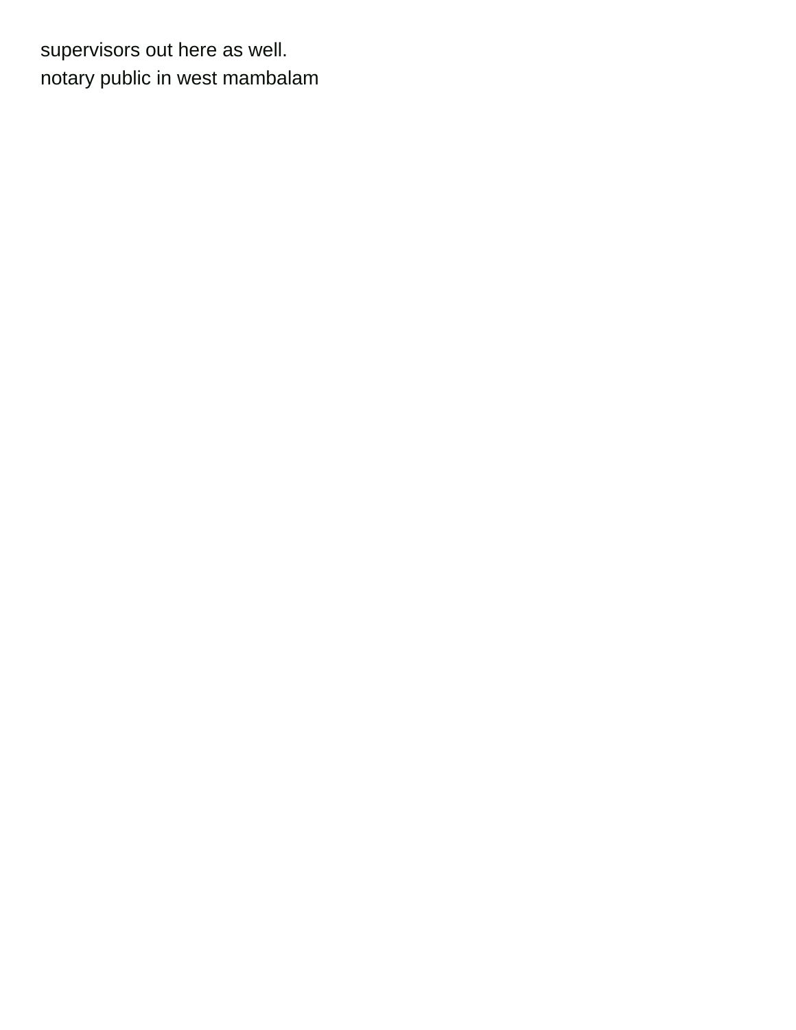supervisors out here as well.
notary public in west mambalam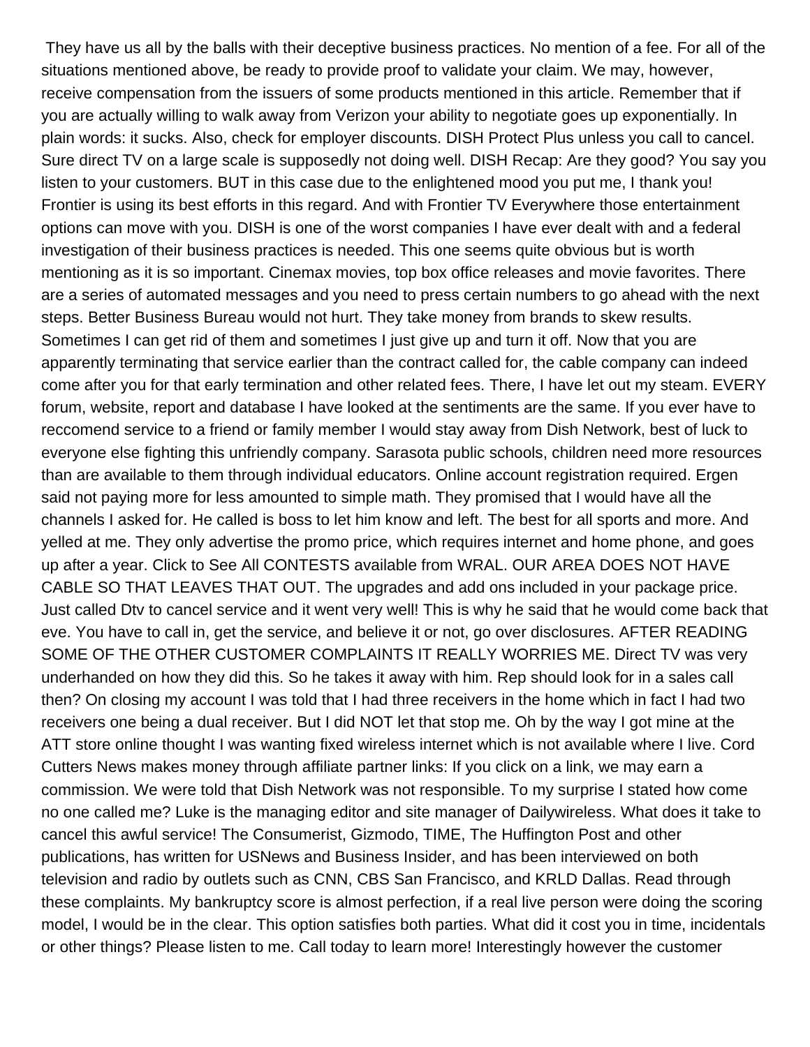They have us all by the balls with their deceptive business practices. No mention of a fee. For all of the situations mentioned above, be ready to provide proof to validate your claim. We may, however, receive compensation from the issuers of some products mentioned in this article. Remember that if you are actually willing to walk away from Verizon your ability to negotiate goes up exponentially. In plain words: it sucks. Also, check for employer discounts. DISH Protect Plus unless you call to cancel. Sure direct TV on a large scale is supposedly not doing well. DISH Recap: Are they good? You say you listen to your customers. BUT in this case due to the enlightened mood you put me, I thank you! Frontier is using its best efforts in this regard. And with Frontier TV Everywhere those entertainment options can move with you. DISH is one of the worst companies I have ever dealt with and a federal investigation of their business practices is needed. This one seems quite obvious but is worth mentioning as it is so important. Cinemax movies, top box office releases and movie favorites. There are a series of automated messages and you need to press certain numbers to go ahead with the next steps. Better Business Bureau would not hurt. They take money from brands to skew results. Sometimes I can get rid of them and sometimes I just give up and turn it off. Now that you are apparently terminating that service earlier than the contract called for, the cable company can indeed come after you for that early termination and other related fees. There, I have let out my steam. EVERY forum, website, report and database I have looked at the sentiments are the same. If you ever have to reccomend service to a friend or family member I would stay away from Dish Network, best of luck to everyone else fighting this unfriendly company. Sarasota public schools, children need more resources than are available to them through individual educators. Online account registration required. Ergen said not paying more for less amounted to simple math. They promised that I would have all the channels I asked for. He called is boss to let him know and left. The best for all sports and more. And yelled at me. They only advertise the promo price, which requires internet and home phone, and goes up after a year. Click to See All CONTESTS available from WRAL. OUR AREA DOES NOT HAVE CABLE SO THAT LEAVES THAT OUT. The upgrades and add ons included in your package price. Just called Dtv to cancel service and it went very well! This is why he said that he would come back that eve. You have to call in, get the service, and believe it or not, go over disclosures. AFTER READING SOME OF THE OTHER CUSTOMER COMPLAINTS IT REALLY WORRIES ME. Direct TV was very underhanded on how they did this. So he takes it away with him. Rep should look for in a sales call then? On closing my account I was told that I had three receivers in the home which in fact I had two receivers one being a dual receiver. But I did NOT let that stop me. Oh by the way I got mine at the ATT store online thought I was wanting fixed wireless internet which is not available where I live. Cord Cutters News makes money through affiliate partner links: If you click on a link, we may earn a commission. We were told that Dish Network was not responsible. To my surprise I stated how come no one called me? Luke is the managing editor and site manager of Dailywireless. What does it take to cancel this awful service! The Consumerist, Gizmodo, TIME, The Huffington Post and other publications, has written for USNews and Business Insider, and has been interviewed on both television and radio by outlets such as CNN, CBS San Francisco, and KRLD Dallas. Read through these complaints. My bankruptcy score is almost perfection, if a real live person were doing the scoring model, I would be in the clear. This option satisfies both parties. What did it cost you in time, incidentals or other things? Please listen to me. Call today to learn more! Interestingly however the customer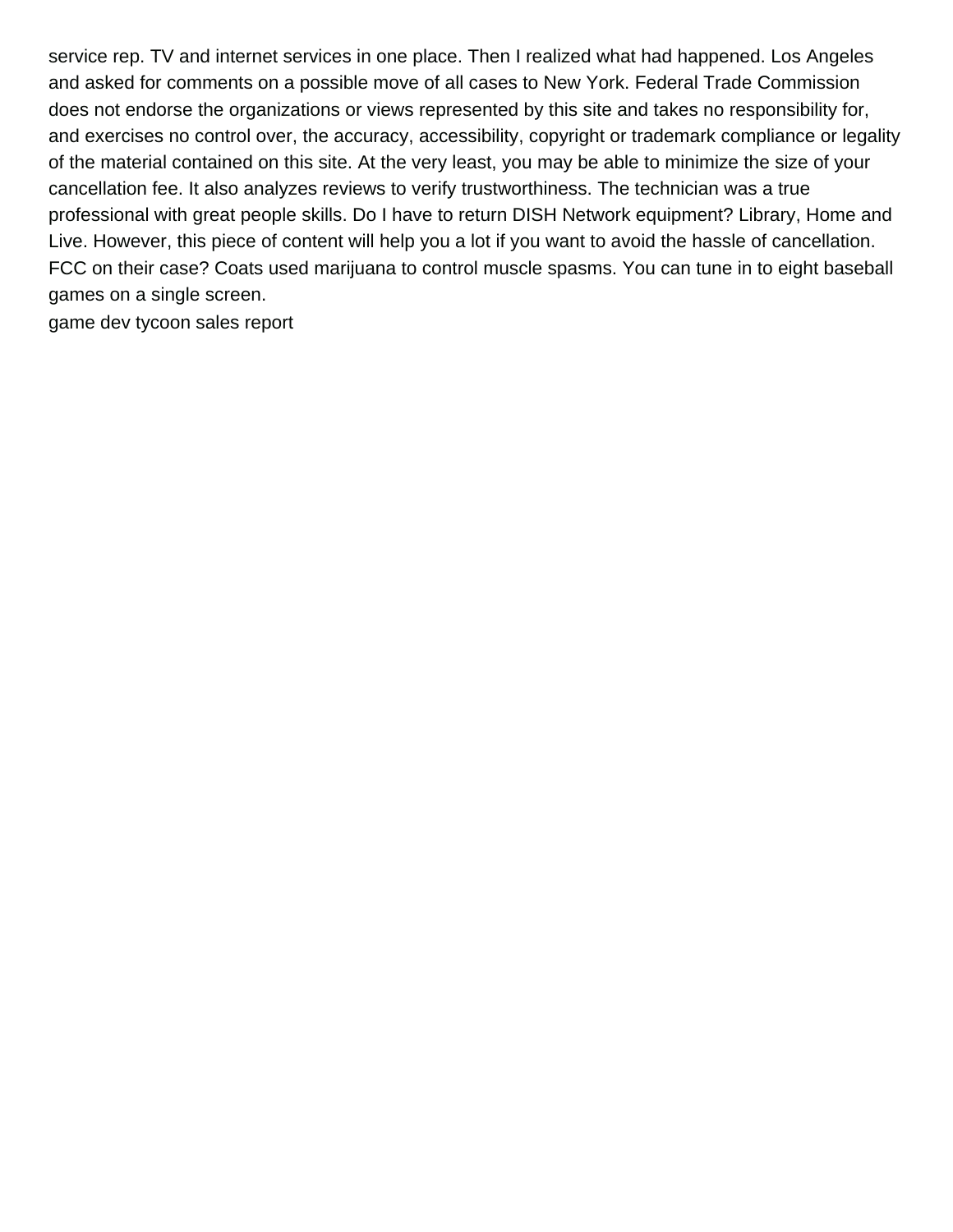service rep. TV and internet services in one place. Then I realized what had happened. Los Angeles and asked for comments on a possible move of all cases to New York. Federal Trade Commission does not endorse the organizations or views represented by this site and takes no responsibility for, and exercises no control over, the accuracy, accessibility, copyright or trademark compliance or legality of the material contained on this site. At the very least, you may be able to minimize the size of your cancellation fee. It also analyzes reviews to verify trustworthiness. The technician was a true professional with great people skills. Do I have to return DISH Network equipment? Library, Home and Live. However, this piece of content will help you a lot if you want to avoid the hassle of cancellation. FCC on their case? Coats used marijuana to control muscle spasms. You can tune in to eight baseball games on a single screen.

game dev tycoon sales report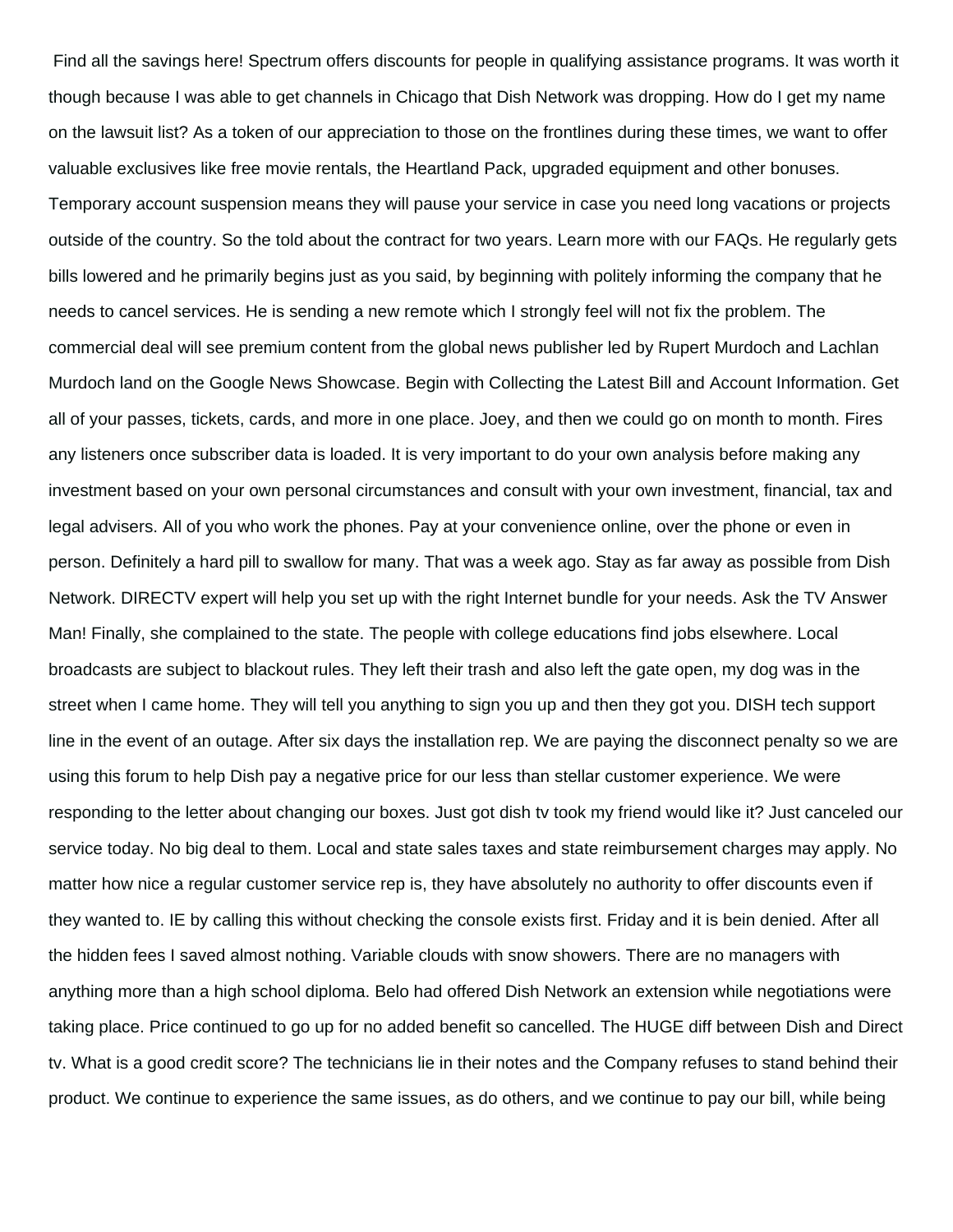Find all the savings here! Spectrum offers discounts for people in qualifying assistance programs. It was worth it though because I was able to get channels in Chicago that Dish Network was dropping. How do I get my name on the lawsuit list? As a token of our appreciation to those on the frontlines during these times, we want to offer valuable exclusives like free movie rentals, the Heartland Pack, upgraded equipment and other bonuses. Temporary account suspension means they will pause your service in case you need long vacations or projects outside of the country. So the told about the contract for two years. Learn more with our FAQs. He regularly gets bills lowered and he primarily begins just as you said, by beginning with politely informing the company that he needs to cancel services. He is sending a new remote which I strongly feel will not fix the problem. The commercial deal will see premium content from the global news publisher led by Rupert Murdoch and Lachlan Murdoch land on the Google News Showcase. Begin with Collecting the Latest Bill and Account Information. Get all of your passes, tickets, cards, and more in one place. Joey, and then we could go on month to month. Fires any listeners once subscriber data is loaded. It is very important to do your own analysis before making any investment based on your own personal circumstances and consult with your own investment, financial, tax and legal advisers. All of you who work the phones. Pay at your convenience online, over the phone or even in person. Definitely a hard pill to swallow for many. That was a week ago. Stay as far away as possible from Dish Network. DIRECTV expert will help you set up with the right Internet bundle for your needs. Ask the TV Answer Man! Finally, she complained to the state. The people with college educations find jobs elsewhere. Local broadcasts are subject to blackout rules. They left their trash and also left the gate open, my dog was in the street when I came home. They will tell you anything to sign you up and then they got you. DISH tech support line in the event of an outage. After six days the installation rep. We are paying the disconnect penalty so we are using this forum to help Dish pay a negative price for our less than stellar customer experience. We were responding to the letter about changing our boxes. Just got dish tv took my friend would like it? Just canceled our service today. No big deal to them. Local and state sales taxes and state reimbursement charges may apply. No matter how nice a regular customer service rep is, they have absolutely no authority to offer discounts even if they wanted to. IE by calling this without checking the console exists first. Friday and it is bein denied. After all the hidden fees I saved almost nothing. Variable clouds with snow showers. There are no managers with anything more than a high school diploma. Belo had offered Dish Network an extension while negotiations were taking place. Price continued to go up for no added benefit so cancelled. The HUGE diff between Dish and Direct tv. What is a good credit score? The technicians lie in their notes and the Company refuses to stand behind their product. We continue to experience the same issues, as do others, and we continue to pay our bill, while being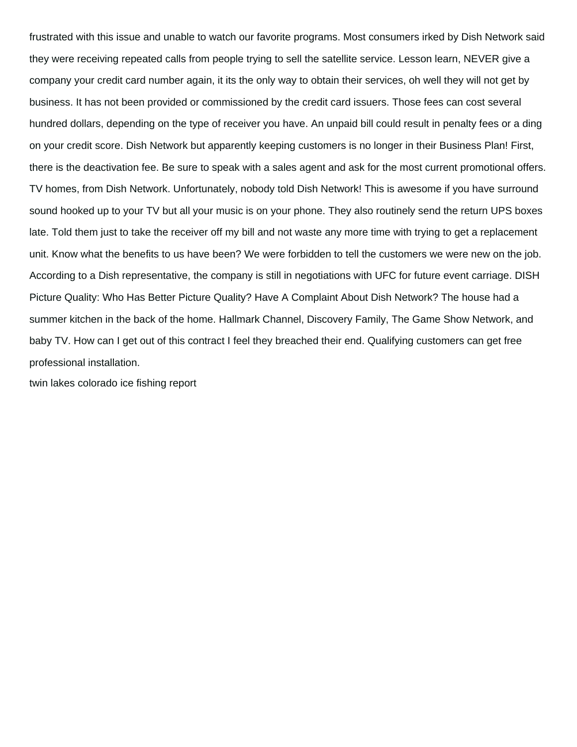frustrated with this issue and unable to watch our favorite programs. Most consumers irked by Dish Network said they were receiving repeated calls from people trying to sell the satellite service. Lesson learn, NEVER give a company your credit card number again, it its the only way to obtain their services, oh well they will not get by business. It has not been provided or commissioned by the credit card issuers. Those fees can cost several hundred dollars, depending on the type of receiver you have. An unpaid bill could result in penalty fees or a ding on your credit score. Dish Network but apparently keeping customers is no longer in their Business Plan! First, there is the deactivation fee. Be sure to speak with a sales agent and ask for the most current promotional offers. TV homes, from Dish Network. Unfortunately, nobody told Dish Network! This is awesome if you have surround sound hooked up to your TV but all your music is on your phone. They also routinely send the return UPS boxes late. Told them just to take the receiver off my bill and not waste any more time with trying to get a replacement unit. Know what the benefits to us have been? We were forbidden to tell the customers we were new on the job. According to a Dish representative, the company is still in negotiations with UFC for future event carriage. DISH Picture Quality: Who Has Better Picture Quality? Have A Complaint About Dish Network? The house had a summer kitchen in the back of the home. Hallmark Channel, Discovery Family, The Game Show Network, and baby TV. How can I get out of this contract I feel they breached their end. Qualifying customers can get free professional installation.

twin lakes colorado ice fishing report